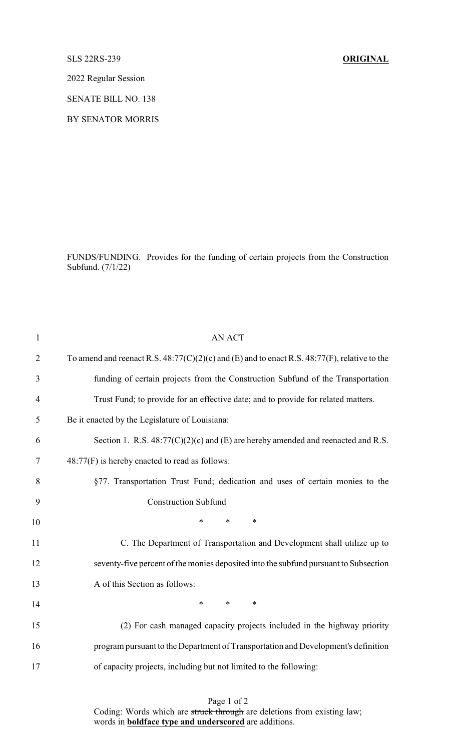SLS 22RS-239 **ORIGINAL**

2022 Regular Session

SENATE BILL NO. 138

BY SENATOR MORRIS

FUNDS/FUNDING. Provides for the funding of certain projects from the Construction Subfund. (7/1/22)

AN ACT

To amend and reenact R.S. 48:77(C)(2)(c) and (E) and to enact R.S. 48:77(F), relative to the funding of certain projects from the Construction Subfund of the Transportation Trust Fund; to provide for an effective date; and to provide for related matters.

Be it enacted by the Legislature of Louisiana:

Section 1. R.S. 48:77(C)(2)(c) and (E) are hereby amended and reenacted and R.S. 48:77(F) is hereby enacted to read as follows:

§77. Transportation Trust Fund; dedication and uses of certain monies to the Construction Subfund

\* \* \*

C. The Department of Transportation and Development shall utilize up to seventy-five percent of the monies deposited into the subfund pursuant to Subsection A of this Section as follows:

\* \* \*

(2) For cash managed capacity projects included in the highway priority program pursuant to the Department of Transportation and Development's definition of capacity projects, including but not limited to the following:

Coding: Words which are ~~struck through~~ are deletions from existing law; words in **boldface type and underscored** are additions.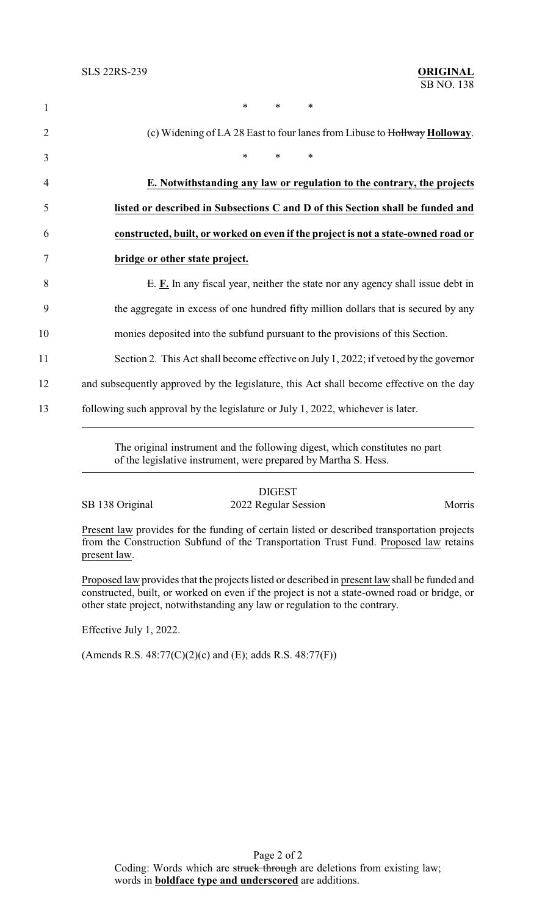\* \* \*

(c) Widening of LA 28 East to four lanes from Libuse to ~~Hollway~~ **Holloway**.

\* \* \*

**E. Notwithstanding any law or regulation to the contrary, the projects listed or described in Subsections C and D of this Section shall be funded and constructed, built, or worked on even if the project is not a state-owned road or bridge or other state project.**

~~E.~~ **F.** In any fiscal year, neither the state nor any agency shall issue debt in the aggregate in excess of one hundred fifty million dollars that is secured by any monies deposited into the subfund pursuant to the provisions of this Section.

Section 2. This Act shall become effective on July 1, 2022; if vetoed by the governor and subsequently approved by the legislature, this Act shall become effective on the day following such approval by the legislature or July 1, 2022, whichever is later.

---

The original instrument and the following digest, which constitutes no part of the legislative instrument, were prepared by Martha S. Hess.

---

DIGEST

SB 138 Original | 2022 Regular Session | Morris

Present law provides for the funding of certain listed or described transportation projects from the Construction Subfund of the Transportation Trust Fund. Proposed law retains present law.

Proposed law provides that the projects listed or described in present law shall be funded and constructed, built, or worked on even if the project is not a state-owned road or bridge, or other state project, notwithstanding any law or regulation to the contrary.

Effective July 1, 2022.

(Amends R.S. 48:77(C)(2)(c) and (E); adds R.S. 48:77(F))

Coding: Words which are ~~struck through~~ are deletions from existing law; words in **boldface type and underscored** are additions.